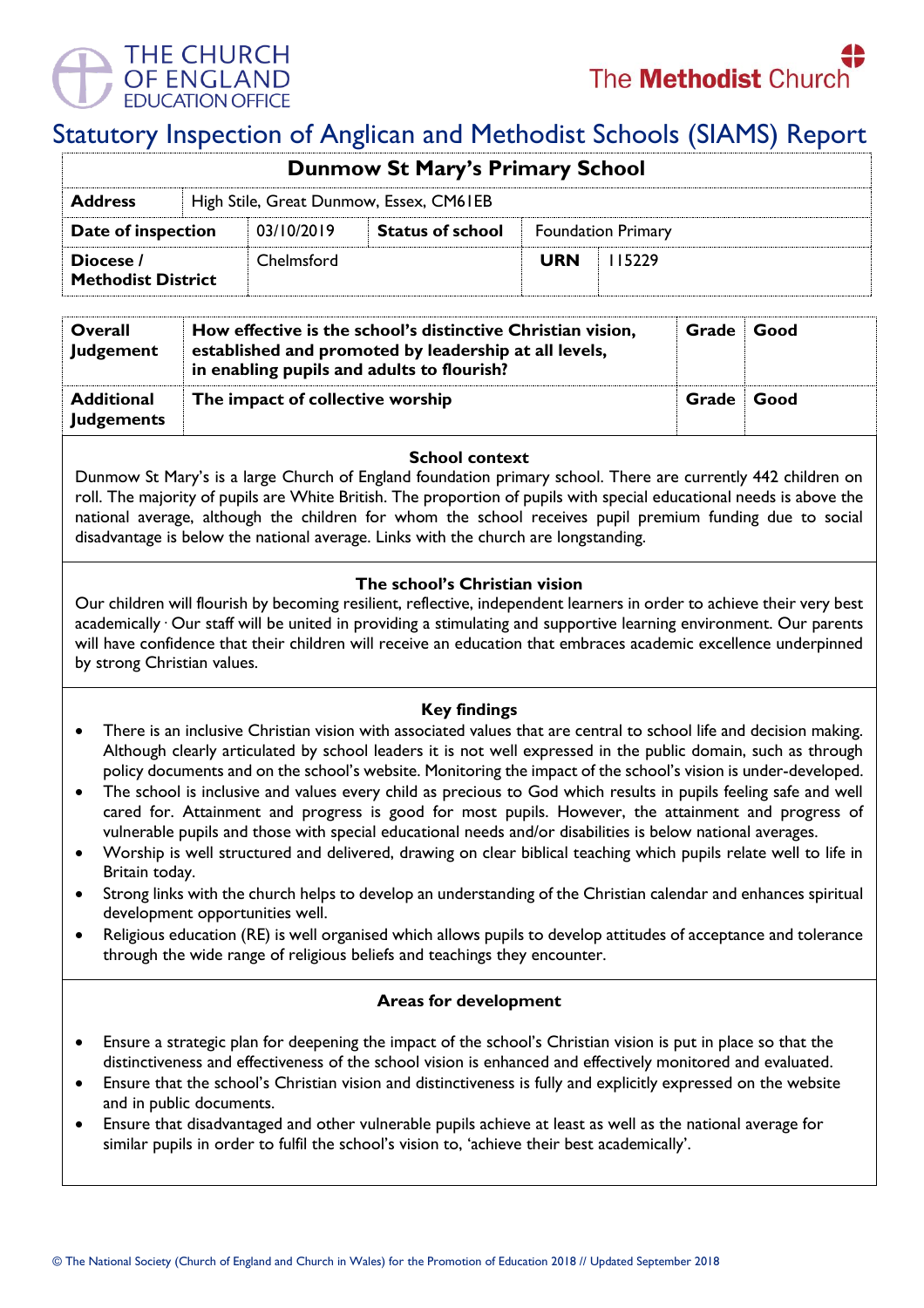# Statutory Inspection of Anglican and Methodist Schools (SIAMS) Report

## Dunmow St Mary's Primary School

| Address | High Stile, Great Dunmow, Essex, CM61EB | | | |
|---|---|---|---|---|
| **Date of inspection** | 03/10/2019 | **Status of school** | Foundation Primary | |
| **Diocese / Methodist District** | Chelmsford | | **URN** | 115229 |

| | | | |
|---|---|---|---|
| **Overall Judgement** | **How effective is the school's distinctive Christian vision, established and promoted by leadership at all levels, in enabling pupils and adults to flourish?** | **Grade** | **Good** |
| **Additional Judgements** | **The impact of collective worship** | **Grade** | **Good** |

### School context

Dunmow St Mary's is a large Church of England foundation primary school. There are currently 442 children on roll. The majority of pupils are White British. The proportion of pupils with special educational needs is above the national average, although the children for whom the school receives pupil premium funding due to social disadvantage is below the national average. Links with the church are longstanding.

### The school's Christian vision

Our children will flourish by becoming resilient, reflective, independent learners in order to achieve their very best academically · Our staff will be united in providing a stimulating and supportive learning environment. Our parents will have confidence that their children will receive an education that embraces academic excellence underpinned by strong Christian values.

### Key findings

- There is an inclusive Christian vision with associated values that are central to school life and decision making. Although clearly articulated by school leaders it is not well expressed in the public domain, such as through policy documents and on the school's website. Monitoring the impact of the school's vision is under-developed.
- The school is inclusive and values every child as precious to God which results in pupils feeling safe and well cared for. Attainment and progress is good for most pupils. However, the attainment and progress of vulnerable pupils and those with special educational needs and/or disabilities is below national averages.
- Worship is well structured and delivered, drawing on clear biblical teaching which pupils relate well to life in Britain today.
- Strong links with the church helps to develop an understanding of the Christian calendar and enhances spiritual development opportunities well.
- Religious education (RE) is well organised which allows pupils to develop attitudes of acceptance and tolerance through the wide range of religious beliefs and teachings they encounter.

### Areas for development

- Ensure a strategic plan for deepening the impact of the school's Christian vision is put in place so that the distinctiveness and effectiveness of the school vision is enhanced and effectively monitored and evaluated.
- Ensure that the school's Christian vision and distinctiveness is fully and explicitly expressed on the website and in public documents.
- Ensure that disadvantaged and other vulnerable pupils achieve at least as well as the national average for similar pupils in order to fulfil the school's vision to, 'achieve their best academically'.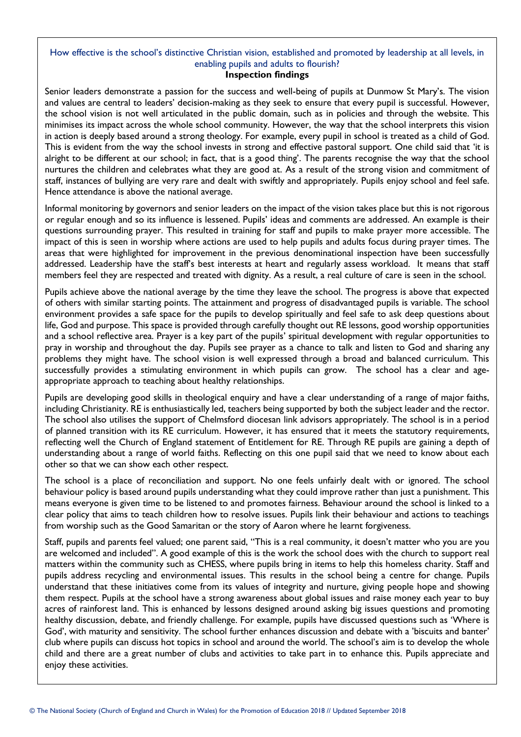How effective is the school's distinctive Christian vision, established and promoted by leadership at all levels, in enabling pupils and adults to flourish?

**Inspection findings**

Senior leaders demonstrate a passion for the success and well-being of pupils at Dunmow St Mary's. The vision and values are central to leaders' decision-making as they seek to ensure that every pupil is successful. However, the school vision is not well articulated in the public domain, such as in policies and through the website. This minimises its impact across the whole school community. However, the way that the school interprets this vision in action is deeply based around a strong theology. For example, every pupil in school is treated as a child of God. This is evident from the way the school invests in strong and effective pastoral support. One child said that 'it is alright to be different at our school; in fact, that is a good thing'. The parents recognise the way that the school nurtures the children and celebrates what they are good at. As a result of the strong vision and commitment of staff, instances of bullying are very rare and dealt with swiftly and appropriately. Pupils enjoy school and feel safe. Hence attendance is above the national average.

Informal monitoring by governors and senior leaders on the impact of the vision takes place but this is not rigorous or regular enough and so its influence is lessened. Pupils' ideas and comments are addressed. An example is their questions surrounding prayer. This resulted in training for staff and pupils to make prayer more accessible. The impact of this is seen in worship where actions are used to help pupils and adults focus during prayer times. The areas that were highlighted for improvement in the previous denominational inspection have been successfully addressed. Leadership have the staff's best interests at heart and regularly assess workload. It means that staff members feel they are respected and treated with dignity. As a result, a real culture of care is seen in the school.

Pupils achieve above the national average by the time they leave the school. The progress is above that expected of others with similar starting points. The attainment and progress of disadvantaged pupils is variable. The school environment provides a safe space for the pupils to develop spiritually and feel safe to ask deep questions about life, God and purpose. This space is provided through carefully thought out RE lessons, good worship opportunities and a school reflective area. Prayer is a key part of the pupils' spiritual development with regular opportunities to pray in worship and throughout the day. Pupils see prayer as a chance to talk and listen to God and sharing any problems they might have. The school vision is well expressed through a broad and balanced curriculum. This successfully provides a stimulating environment in which pupils can grow. The school has a clear and age-appropriate approach to teaching about healthy relationships.

Pupils are developing good skills in theological enquiry and have a clear understanding of a range of major faiths, including Christianity. RE is enthusiastically led, teachers being supported by both the subject leader and the rector. The school also utilises the support of Chelmsford diocesan link advisors appropriately. The school is in a period of planned transition with its RE curriculum. However, it has ensured that it meets the statutory requirements, reflecting well the Church of England statement of Entitlement for RE. Through RE pupils are gaining a depth of understanding about a range of world faiths. Reflecting on this one pupil said that we need to know about each other so that we can show each other respect.

The school is a place of reconciliation and support. No one feels unfairly dealt with or ignored. The school behaviour policy is based around pupils understanding what they could improve rather than just a punishment. This means everyone is given time to be listened to and promotes fairness. Behaviour around the school is linked to a clear policy that aims to teach children how to resolve issues. Pupils link their behaviour and actions to teachings from worship such as the Good Samaritan or the story of Aaron where he learnt forgiveness.

Staff, pupils and parents feel valued; one parent said, "This is a real community, it doesn't matter who you are you are welcomed and included". A good example of this is the work the school does with the church to support real matters within the community such as CHESS, where pupils bring in items to help this homeless charity. Staff and pupils address recycling and environmental issues. This results in the school being a centre for change. Pupils understand that these initiatives come from its values of integrity and nurture, giving people hope and showing them respect. Pupils at the school have a strong awareness about global issues and raise money each year to buy acres of rainforest land. This is enhanced by lessons designed around asking big issues questions and promoting healthy discussion, debate, and friendly challenge. For example, pupils have discussed questions such as 'Where is God', with maturity and sensitivity. The school further enhances discussion and debate with a 'biscuits and banter' club where pupils can discuss hot topics in school and around the world. The school's aim is to develop the whole child and there are a great number of clubs and activities to take part in to enhance this. Pupils appreciate and enjoy these activities.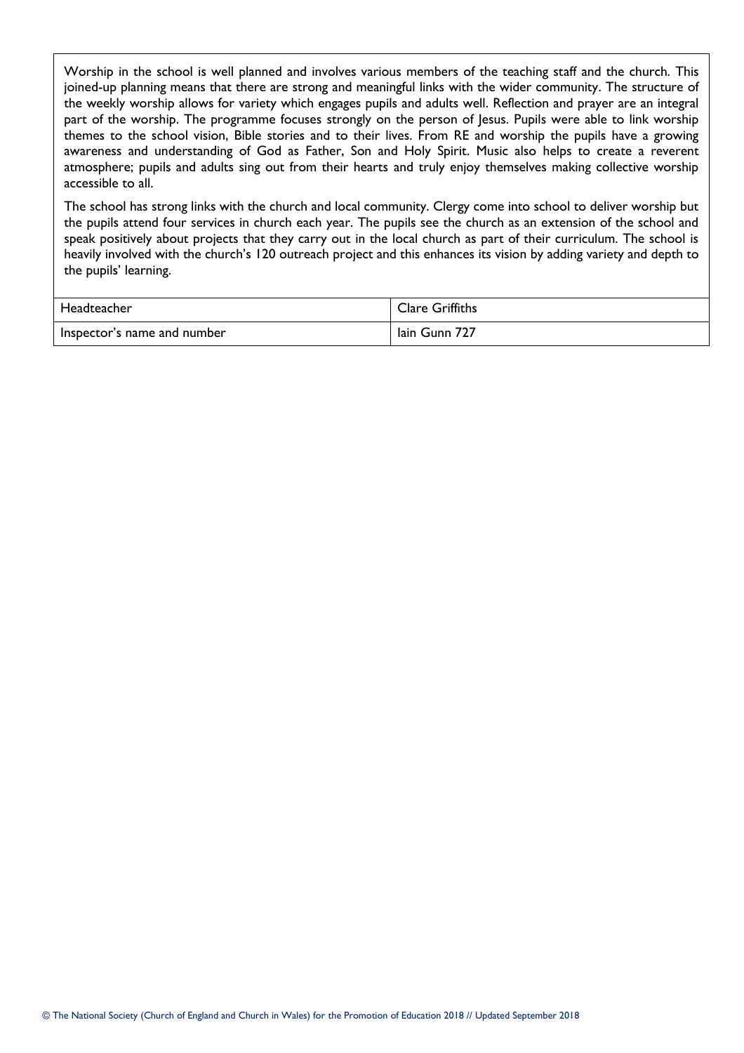Worship in the school is well planned and involves various members of the teaching staff and the church. This joined-up planning means that there are strong and meaningful links with the wider community. The structure of the weekly worship allows for variety which engages pupils and adults well. Reflection and prayer are an integral part of the worship. The programme focuses strongly on the person of Jesus. Pupils were able to link worship themes to the school vision, Bible stories and to their lives. From RE and worship the pupils have a growing awareness and understanding of God as Father, Son and Holy Spirit. Music also helps to create a reverent atmosphere; pupils and adults sing out from their hearts and truly enjoy themselves making collective worship accessible to all.

The school has strong links with the church and local community. Clergy come into school to deliver worship but the pupils attend four services in church each year. The pupils see the church as an extension of the school and speak positively about projects that they carry out in the local church as part of their curriculum. The school is heavily involved with the church's 120 outreach project and this enhances its vision by adding variety and depth to the pupils' learning.

| | |
|---|---|
| Headteacher | Clare Griffiths |
| Inspector's name and number | Iain Gunn 727 |